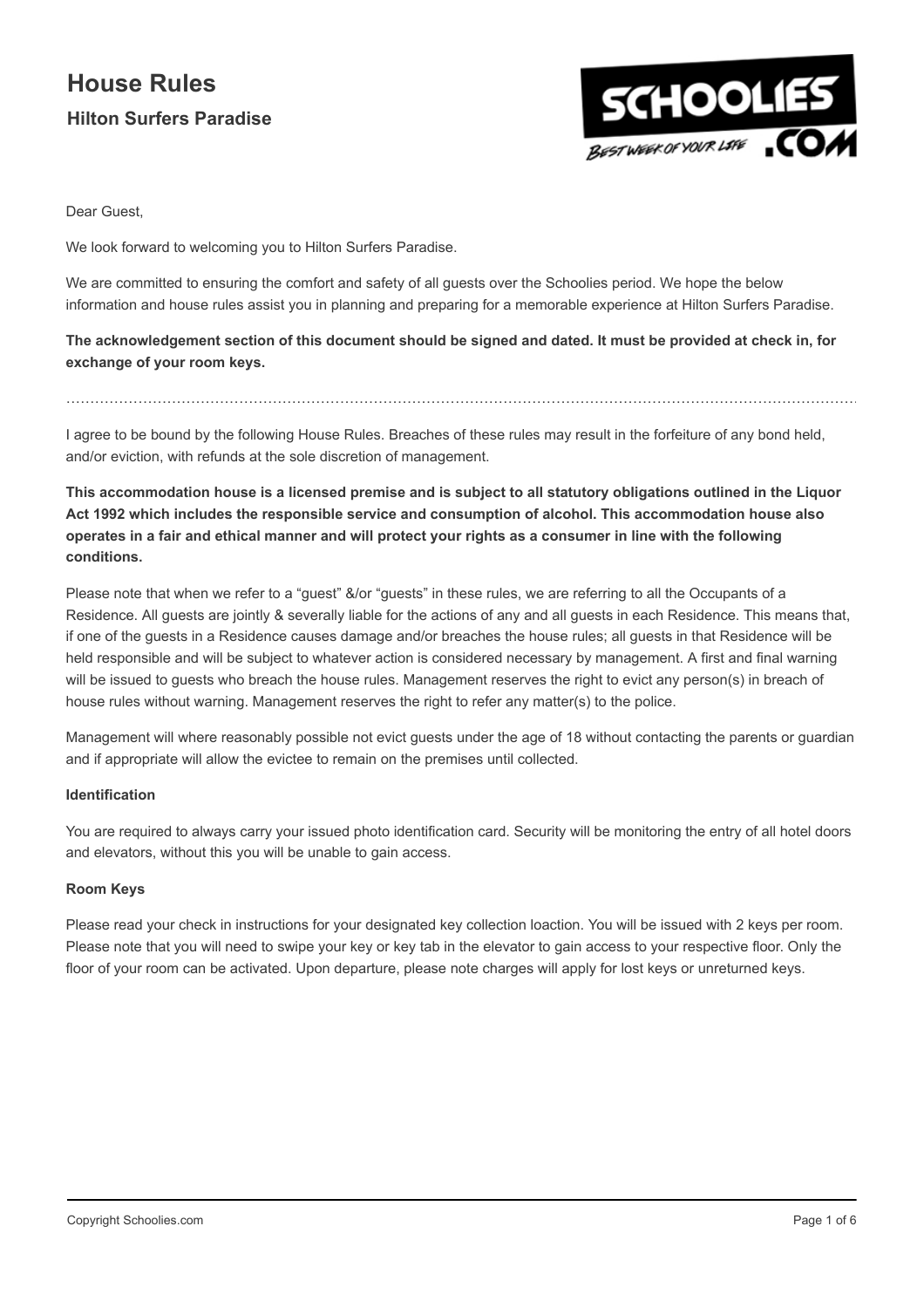# House Rules

## Hilton Surfers Paradise

Dear Guest,

We look forward to welcoming you to Hilton Surfers Paradise.

We are committed to ensuring the comfort and safety of all guests over the Schoolies period. We hope the below information and house rules assist you in planning and preparing for a memorable experience at Hilton Surfers Paradise.

**The acknowledgement section of this document should be signed and dated. It must be provided at check in, for exchange of your room keys.**

---

I agree to be bound by the following House Rules. Breaches of these rules may result in the forfeiture of any bond held, and/or eviction, with refunds at the sole discretion of management.

**This accommodation house is a licensed premise and is subject to all statutory obligations outlined in the Liquor Act 1992 which includes the responsible service and consumption of alcohol. This accommodation house also operates in a fair and ethical manner and will protect your rights as a consumer in line with the following conditions.**

Please note that when we refer to a "guest" &/or "guests" in these rules, we are referring to all the Occupants of a Residence. All guests are jointly & severally liable for the actions of any and all guests in each Residence. This means that, if one of the guests in a Residence causes damage and/or breaches the house rules; all guests in that Residence will be held responsible and will be subject to whatever action is considered necessary by management. A first and final warning will be issued to guests who breach the house rules. Management reserves the right to evict any person(s) in breach of house rules without warning. Management reserves the right to refer any matter(s) to the police.

Management will where reasonably possible not evict guests under the age of 18 without contacting the parents or guardian and if appropriate will allow the evictee to remain on the premises until collected.

#### Identification

You are required to always carry your issued photo identification card. Security will be monitoring the entry of all hotel doors and elevators, without this you will be unable to gain access.

#### Room Keys

Please read your check in instructions for your designated key collection loaction. You will be issued with 2 keys per room. Please note that you will need to swipe your key or key tab in the elevator to gain access to your respective floor. Only the floor of your room can be activated. Upon departure, please note charges will apply for lost keys or unreturned keys.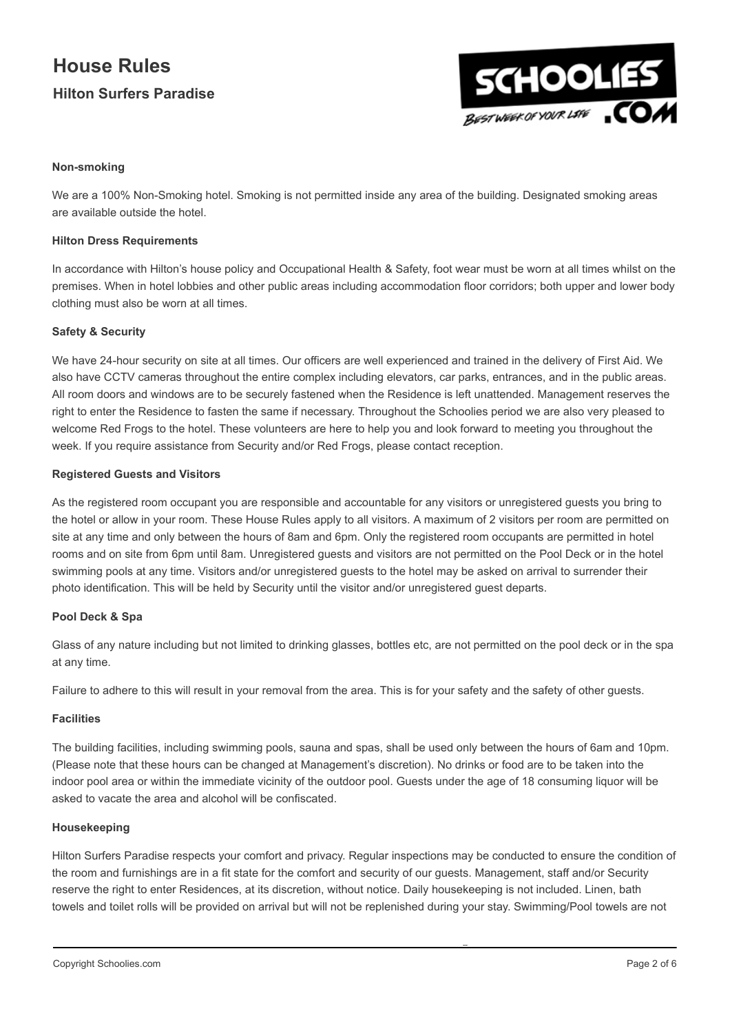# House Rules

## Hilton Surfers Paradise

**Non-smoking**

We are a 100% Non-Smoking hotel. Smoking is not permitted inside any area of the building. Designated smoking areas are available outside the hotel.

**Hilton Dress Requirements**

In accordance with Hilton's house policy and Occupational Health & Safety, foot wear must be worn at all times whilst on the premises. When in hotel lobbies and other public areas including accommodation floor corridors; both upper and lower body clothing must also be worn at all times.

**Safety & Security**

We have 24-hour security on site at all times. Our officers are well experienced and trained in the delivery of First Aid. We also have CCTV cameras throughout the entire complex including elevators, car parks, entrances, and in the public areas. All room doors and windows are to be securely fastened when the Residence is left unattended. Management reserves the right to enter the Residence to fasten the same if necessary. Throughout the Schoolies period we are also very pleased to welcome Red Frogs to the hotel. These volunteers are here to help you and look forward to meeting you throughout the week. If you require assistance from Security and/or Red Frogs, please contact reception.

**Registered Guests and Visitors**

As the registered room occupant you are responsible and accountable for any visitors or unregistered guests you bring to the hotel or allow in your room. These House Rules apply to all visitors. A maximum of 2 visitors per room are permitted on site at any time and only between the hours of 8am and 6pm. Only the registered room occupants are permitted in hotel rooms and on site from 6pm until 8am. Unregistered guests and visitors are not permitted on the Pool Deck or in the hotel swimming pools at any time. Visitors and/or unregistered guests to the hotel may be asked on arrival to surrender their photo identification. This will be held by Security until the visitor and/or unregistered guest departs.

**Pool Deck & Spa**

Glass of any nature including but not limited to drinking glasses, bottles etc, are not permitted on the pool deck or in the spa at any time.

Failure to adhere to this will result in your removal from the area. This is for your safety and the safety of other guests.

**Facilities**

The building facilities, including swimming pools, sauna and spas, shall be used only between the hours of 6am and 10pm. (Please note that these hours can be changed at Management's discretion). No drinks or food are to be taken into the indoor pool area or within the immediate vicinity of the outdoor pool. Guests under the age of 18 consuming liquor will be asked to vacate the area and alcohol will be confiscated.

**Housekeeping**

Hilton Surfers Paradise respects your comfort and privacy. Regular inspections may be conducted to ensure the condition of the room and furnishings are in a fit state for the comfort and security of our guests. Management, staff and/or Security reserve the right to enter Residences, at its discretion, without notice. Daily housekeeping is not included. Linen, bath towels and toilet rolls will be provided on arrival but will not be replenished during your stay. Swimming/Pool towels are not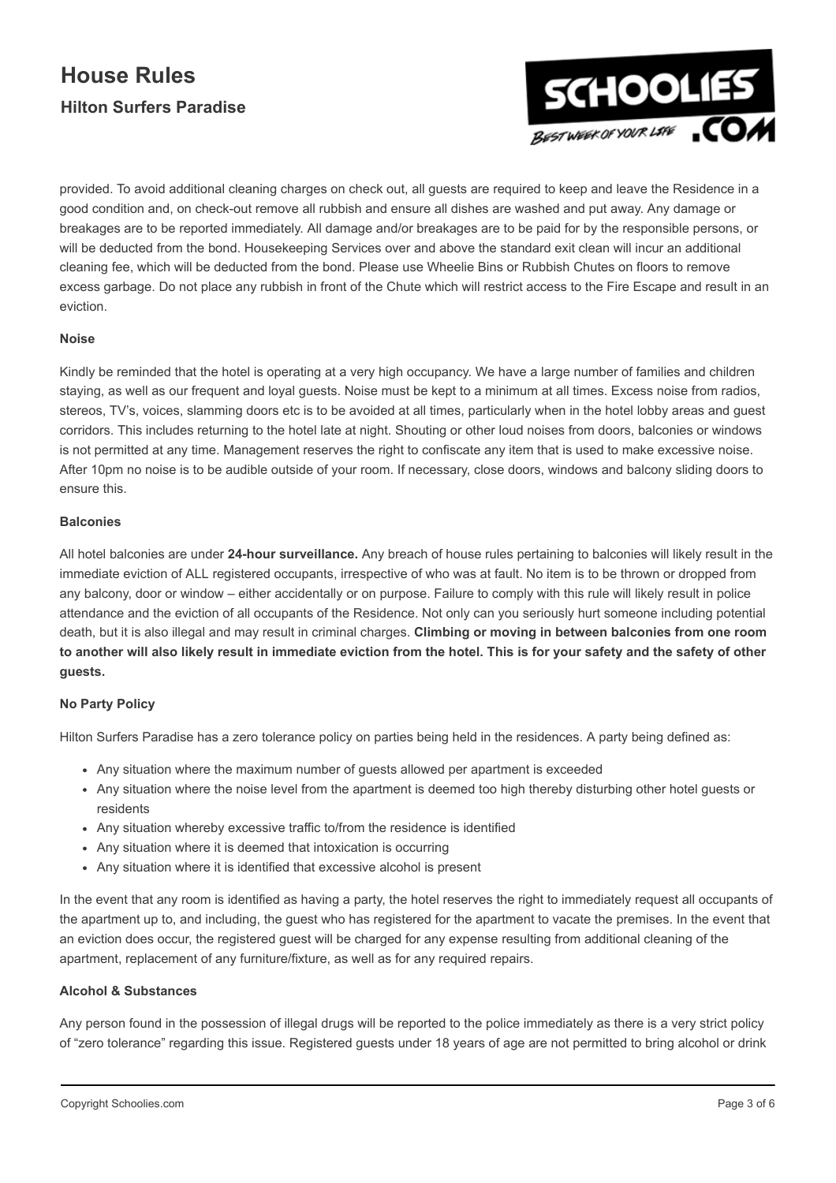provided. To avoid additional cleaning charges on check out, all guests are required to keep and leave the Residence in a good condition and, on check-out remove all rubbish and ensure all dishes are washed and put away. Any damage or breakages are to be reported immediately. All damage and/or breakages are to be paid for by the responsible persons, or will be deducted from the bond. Housekeeping Services over and above the standard exit clean will incur an additional cleaning fee, which will be deducted from the bond. Please use Wheelie Bins or Rubbish Chutes on floors to remove excess garbage. Do not place any rubbish in front of the Chute which will restrict access to the Fire Escape and result in an eviction.

#### Noise

Kindly be reminded that the hotel is operating at a very high occupancy. We have a large number of families and children staying, as well as our frequent and loyal guests. Noise must be kept to a minimum at all times. Excess noise from radios, stereos, TV's, voices, slamming doors etc is to be avoided at all times, particularly when in the hotel lobby areas and guest corridors. This includes returning to the hotel late at night. Shouting or other loud noises from doors, balconies or windows is not permitted at any time. Management reserves the right to confiscate any item that is used to make excessive noise. After 10pm no noise is to be audible outside of your room. If necessary, close doors, windows and balcony sliding doors to ensure this.

#### Balconies

All hotel balconies are under **24-hour surveillance.** Any breach of house rules pertaining to balconies will likely result in the immediate eviction of ALL registered occupants, irrespective of who was at fault. No item is to be thrown or dropped from any balcony, door or window – either accidentally or on purpose. Failure to comply with this rule will likely result in police attendance and the eviction of all occupants of the Residence. Not only can you seriously hurt someone including potential death, but it is also illegal and may result in criminal charges. **Climbing or moving in between balconies from one room to another will also likely result in immediate eviction from the hotel. This is for your safety and the safety of other guests.**

#### No Party Policy

Hilton Surfers Paradise has a zero tolerance policy on parties being held in the residences. A party being defined as:

- Any situation where the maximum number of guests allowed per apartment is exceeded
- Any situation where the noise level from the apartment is deemed too high thereby disturbing other hotel guests or residents
- Any situation whereby excessive traffic to/from the residence is identified
- Any situation where it is deemed that intoxication is occurring
- Any situation where it is identified that excessive alcohol is present

In the event that any room is identified as having a party, the hotel reserves the right to immediately request all occupants of the apartment up to, and including, the guest who has registered for the apartment to vacate the premises. In the event that an eviction does occur, the registered guest will be charged for any expense resulting from additional cleaning of the apartment, replacement of any furniture/fixture, as well as for any required repairs.

#### Alcohol & Substances

Any person found in the possession of illegal drugs will be reported to the police immediately as there is a very strict policy of "zero tolerance" regarding this issue. Registered guests under 18 years of age are not permitted to bring alcohol or drink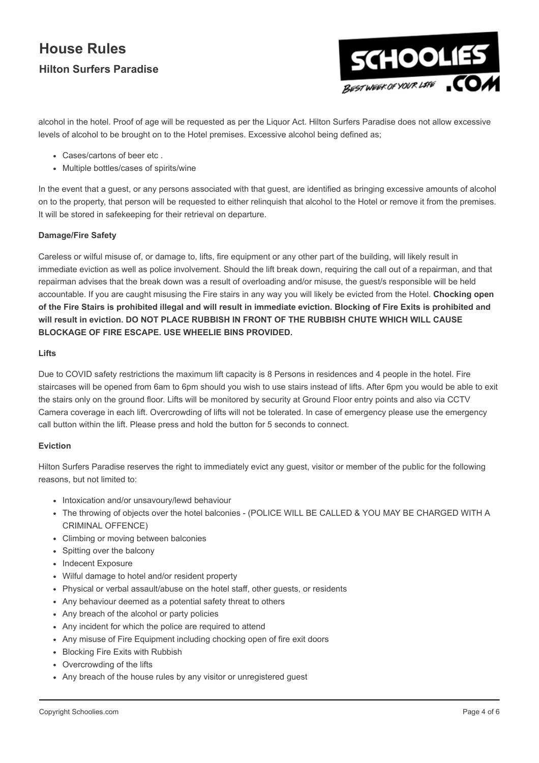alcohol in the hotel. Proof of age will be requested as per the Liquor Act. Hilton Surfers Paradise does not allow excessive levels of alcohol to be brought on to the Hotel premises. Excessive alcohol being defined as;

- Cases/cartons of beer etc .
- Multiple bottles/cases of spirits/wine

In the event that a guest, or any persons associated with that guest, are identified as bringing excessive amounts of alcohol on to the property, that person will be requested to either relinquish that alcohol to the Hotel or remove it from the premises. It will be stored in safekeeping for their retrieval on departure.

**Damage/Fire Safety**

Careless or wilful misuse of, or damage to, lifts, fire equipment or any other part of the building, will likely result in immediate eviction as well as police involvement. Should the lift break down, requiring the call out of a repairman, and that repairman advises that the break down was a result of overloading and/or misuse, the guest/s responsible will be held accountable. If you are caught misusing the Fire stairs in any way you will likely be evicted from the Hotel. **Chocking open of the Fire Stairs is prohibited illegal and will result in immediate eviction. Blocking of Fire Exits is prohibited and will result in eviction. DO NOT PLACE RUBBISH IN FRONT OF THE RUBBISH CHUTE WHICH WILL CAUSE BLOCKAGE OF FIRE ESCAPE. USE WHEELIE BINS PROVIDED.**

**Lifts**

Due to COVID safety restrictions the maximum lift capacity is 8 Persons in residences and 4 people in the hotel. Fire staircases will be opened from 6am to 6pm should you wish to use stairs instead of lifts. After 6pm you would be able to exit the stairs only on the ground floor. Lifts will be monitored by security at Ground Floor entry points and also via CCTV Camera coverage in each lift. Overcrowding of lifts will not be tolerated. In case of emergency please use the emergency call button within the lift. Please press and hold the button for 5 seconds to connect.

**Eviction**

Hilton Surfers Paradise reserves the right to immediately evict any guest, visitor or member of the public for the following reasons, but not limited to:

- Intoxication and/or unsavoury/lewd behaviour
- The throwing of objects over the hotel balconies - (POLICE WILL BE CALLED & YOU MAY BE CHARGED WITH A CRIMINAL OFFENCE)
- Climbing or moving between balconies
- Spitting over the balcony
- Indecent Exposure
- Wilful damage to hotel and/or resident property
- Physical or verbal assault/abuse on the hotel staff, other guests, or residents
- Any behaviour deemed as a potential safety threat to others
- Any breach of the alcohol or party policies
- Any incident for which the police are required to attend
- Any misuse of Fire Equipment including chocking open of fire exit doors
- Blocking Fire Exits with Rubbish
- Overcrowding of the lifts
- Any breach of the house rules by any visitor or unregistered guest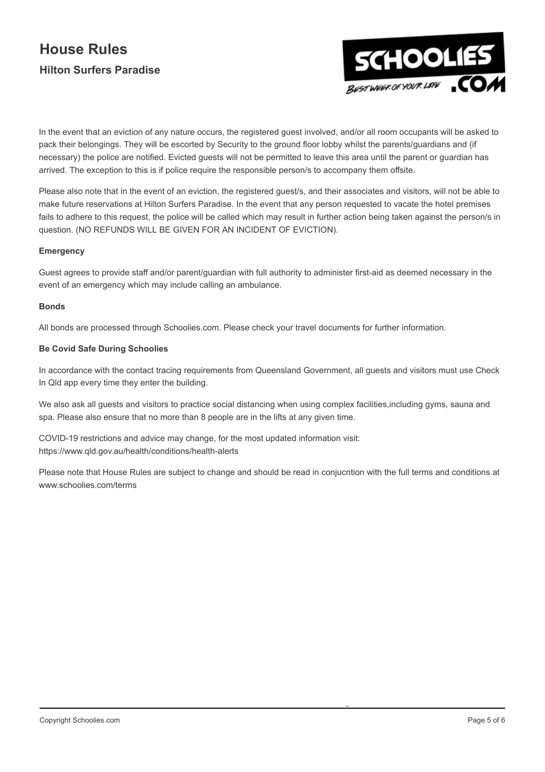# House Rules

## Hilton Surfers Paradise

In the event that an eviction of any nature occurs, the registered guest involved, and/or all room occupants will be asked to pack their belongings. They will be escorted by Security to the ground floor lobby whilst the parents/guardians and (if necessary) the police are notified. Evicted guests will not be permitted to leave this area until the parent or guardian has arrived. The exception to this is if police require the responsible person/s to accompany them offsite.

Please also note that in the event of an eviction, the registered guest/s, and their associates and visitors, will not be able to make future reservations at Hilton Surfers Paradise. In the event that any person requested to vacate the hotel premises fails to adhere to this request, the police will be called which may result in further action being taken against the person/s in question. (NO REFUNDS WILL BE GIVEN FOR AN INCIDENT OF EVICTION).

**Emergency**

Guest agrees to provide staff and/or parent/guardian with full authority to administer first-aid as deemed necessary in the event of an emergency which may include calling an ambulance.

**Bonds**

All bonds are processed through Schoolies.com. Please check your travel documents for further information.

**Be Covid Safe During Schoolies**

In accordance with the contact tracing requirements from Queensland Government, all guests and visitors must use Check In Qld app every time they enter the building.

We also ask all guests and visitors to practice social distancing when using complex facilities,including gyms, sauna and spa. Please also ensure that no more than 8 people are in the lifts at any given time.

COVID-19 restrictions and advice may change, for the most updated information visit: https://www.qld.gov.au/health/conditions/health-alerts

Please note that House Rules are subject to change and should be read in conjucntion with the full terms and conditions at www.schoolies.com/terms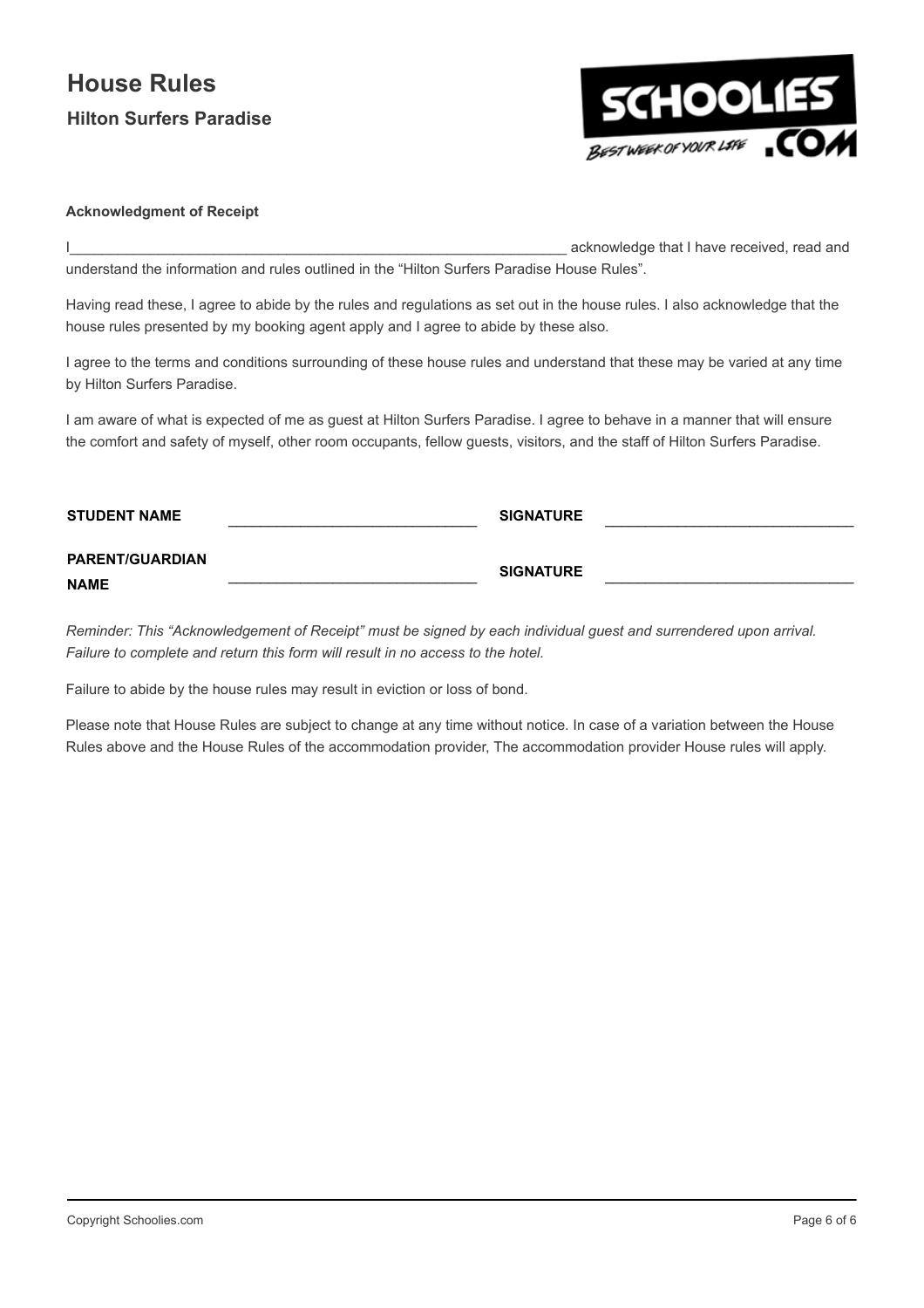# House Rules

## Hilton Surfers Paradise

**Acknowledgment of Receipt**

I______________________________________________________________ acknowledge that I have received, read and understand the information and rules outlined in the "Hilton Surfers Paradise House Rules".

Having read these, I agree to abide by the rules and regulations as set out in the house rules. I also acknowledge that the house rules presented by my booking agent apply and I agree to abide by these also.

I agree to the terms and conditions surrounding of these house rules and understand that these may be varied at any time by Hilton Surfers Paradise.

I am aware of what is expected of me as guest at Hilton Surfers Paradise. I agree to behave in a manner that will ensure the comfort and safety of myself, other room occupants, fellow guests, visitors, and the staff of Hilton Surfers Paradise.

| | | | |
|---|---|---|---|
| **STUDENT NAME** | ______________________________ | **SIGNATURE** | ______________________________ |
| **PARENT/GUARDIAN NAME** | ______________________________ | **SIGNATURE** | ______________________________ |

*Reminder: This "Acknowledgement of Receipt" must be signed by each individual guest and surrendered upon arrival. Failure to complete and return this form will result in no access to the hotel.*

Failure to abide by the house rules may result in eviction or loss of bond.

Please note that House Rules are subject to change at any time without notice. In case of a variation between the House Rules above and the House Rules of the accommodation provider, The accommodation provider House rules will apply.